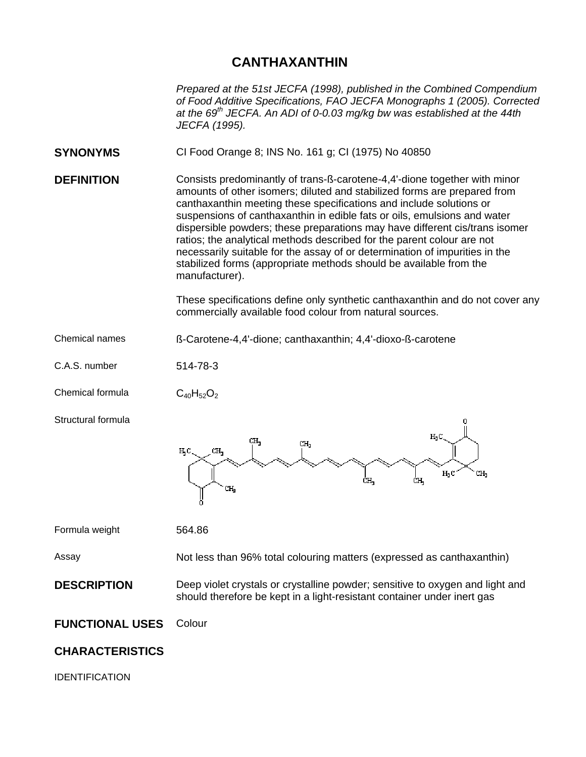# CANTHAXANTHIN

*Prepared at the 51st JECFA (1998), published in the Combined Compendium of Food Additive Specifications, FAO JECFA Monographs 1 (2005). Corrected at the 69$^{th}$ JECFA. An ADI of 0-0.03 mg/kg bw was established at the 44th JECFA (1995).*

**SYNONYMS**

CI Food Orange 8; INS No. 161 g; CI (1975) No 40850

**DEFINITION**

Consists predominantly of trans-ß-carotene-4,4'-dione together with minor amounts of other isomers; diluted and stabilized forms are prepared from canthaxanthin meeting these specifications and include solutions or suspensions of canthaxanthin in edible fats or oils, emulsions and water dispersible powders; these preparations may have different cis/trans isomer ratios; the analytical methods described for the parent colour are not necessarily suitable for the assay of or determination of impurities in the stabilized forms (appropriate methods should be available from the manufacturer).

These specifications define only synthetic canthaxanthin and do not cover any commercially available food colour from natural sources.

Chemical names: ß-Carotene-4,4'-dione; canthaxanthin; 4,4'-dioxo-ß-carotene

C.A.S. number: 514-78-3

Chemical formula: $C_{40}H_{52}O_2$

Structural formula

Formula weight: 564.86

Assay: Not less than 96% total colouring matters (expressed as canthaxanthin)

**DESCRIPTION**

Deep violet crystals or crystalline powder; sensitive to oxygen and light and should therefore be kept in a light-resistant container under inert gas

**FUNCTIONAL USES**

Colour

**CHARACTERISTICS**

IDENTIFICATION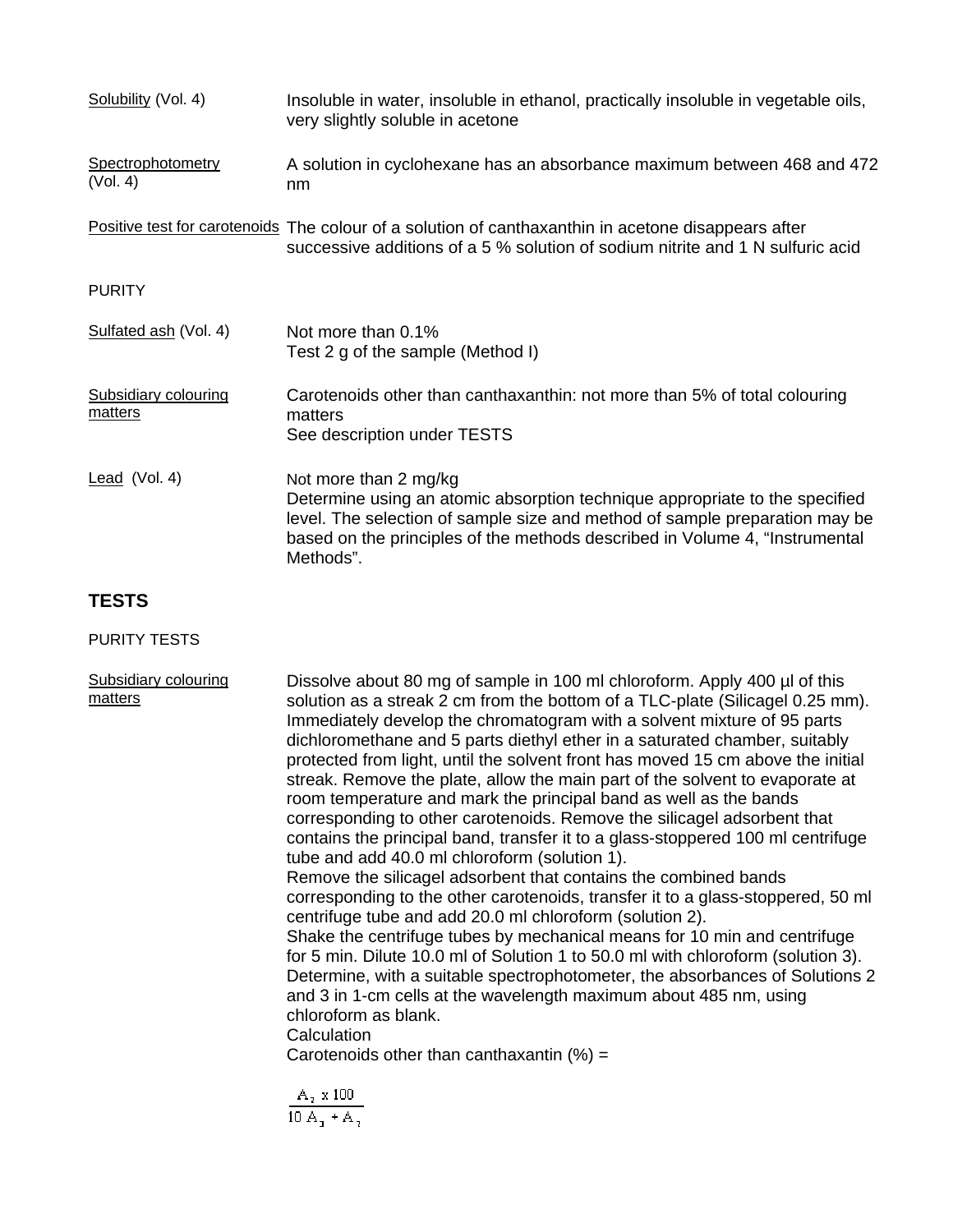| | |
|---|---|
| Solubility (Vol. 4) | Insoluble in water, insoluble in ethanol, practically insoluble in vegetable oils, very slightly soluble in acetone |
| Spectrophotometry (Vol. 4) | A solution in cyclohexane has an absorbance maximum between 468 and 472 nm |
| Positive test for carotenoids | The colour of a solution of canthaxanthin in acetone disappears after successive additions of a 5 % solution of sodium nitrite and 1 N sulfuric acid |

PURITY

| | |
|---|---|
| Sulfated ash (Vol. 4) | Not more than 0.1%<br>Test 2 g of the sample (Method I) |
| Subsidiary colouring matters | Carotenoids other than canthaxanthin: not more than 5% of total colouring matters<br>See description under TESTS |
| Lead (Vol. 4) | Not more than 2 mg/kg<br>Determine using an atomic absorption technique appropriate to the specified level. The selection of sample size and method of sample preparation may be based on the principles of the methods described in Volume 4, "Instrumental Methods". |

## TESTS

PURITY TESTS

Subsidiary colouring matters

Dissolve about 80 mg of sample in 100 ml chloroform. Apply 400 µl of this solution as a streak 2 cm from the bottom of a TLC-plate (Silicagel 0.25 mm). Immediately develop the chromatogram with a solvent mixture of 95 parts dichloromethane and 5 parts diethyl ether in a saturated chamber, suitably protected from light, until the solvent front has moved 15 cm above the initial streak. Remove the plate, allow the main part of the solvent to evaporate at room temperature and mark the principal band as well as the bands corresponding to other carotenoids. Remove the silicagel adsorbent that contains the principal band, transfer it to a glass-stoppered 100 ml centrifuge tube and add 40.0 ml chloroform (solution 1).

Remove the silicagel adsorbent that contains the combined bands corresponding to the other carotenoids, transfer it to a glass-stoppered, 50 ml centrifuge tube and add 20.0 ml chloroform (solution 2).

Shake the centrifuge tubes by mechanical means for 10 min and centrifuge for 5 min. Dilute 10.0 ml of Solution 1 to 50.0 ml with chloroform (solution 3). Determine, with a suitable spectrophotometer, the absorbances of Solutions 2 and 3 in 1-cm cells at the wavelength maximum about 485 nm, using chloroform as blank.

Calculation

Carotenoids other than canthaxantin (%) =

$$\frac{A_2 \times 100}{10\,A_3 + A_2}$$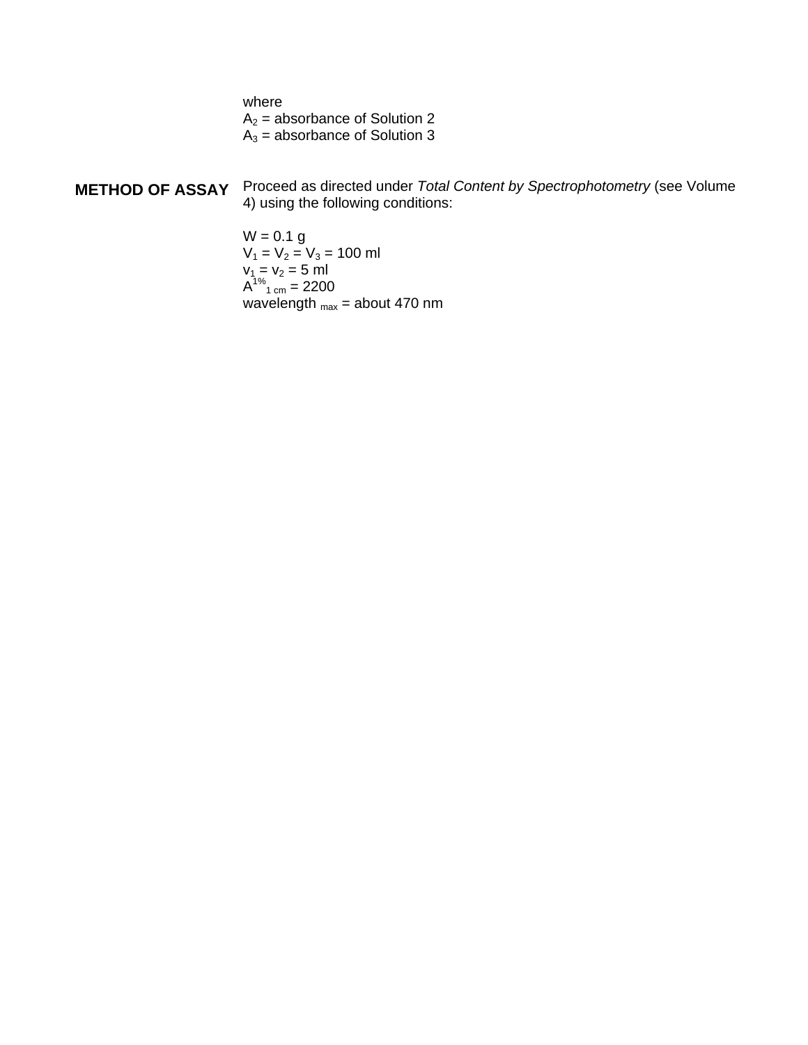where
$A_2$ = absorbance of Solution 2
$A_3$ = absorbance of Solution 3

**METHOD OF ASSAY**

Proceed as directed under *Total Content by Spectrophotometry* (see Volume 4) using the following conditions:

W = 0.1 g
$V_1 = V_2 = V_3$ = 100 ml
$v_1 = v_2$ = 5 ml
$A^{1\%}_{1\,cm}$ = 2200
wavelength $_{max}$ = about 470 nm